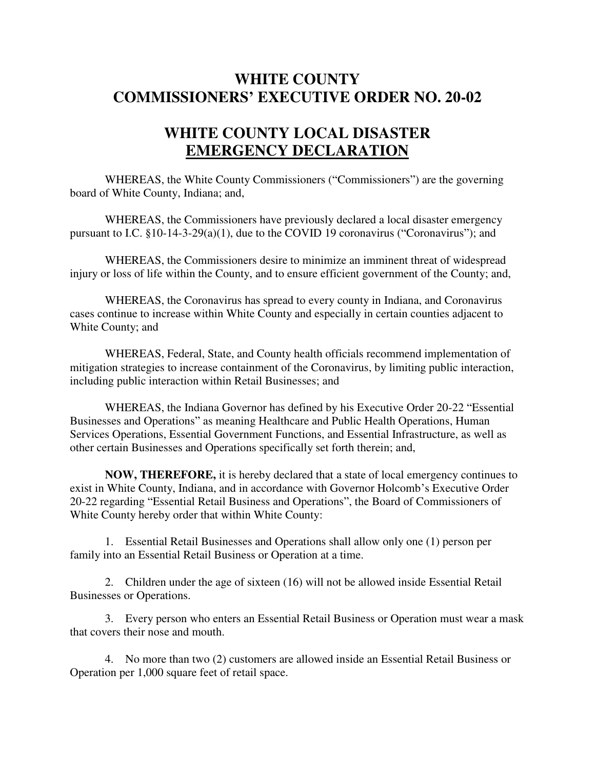# WHITE COUNTY
# COMMISSIONERS' EXECUTIVE ORDER NO. 20-02

# WHITE COUNTY LOCAL DISASTER
# EMERGENCY DECLARATION

WHEREAS, the White County Commissioners ("Commissioners") are the governing board of White County, Indiana; and,

WHEREAS, the Commissioners have previously declared a local disaster emergency pursuant to I.C. §10-14-3-29(a)(1), due to the COVID 19 coronavirus ("Coronavirus"); and

WHEREAS, the Commissioners desire to minimize an imminent threat of widespread injury or loss of life within the County, and to ensure efficient government of the County; and,

WHEREAS, the Coronavirus has spread to every county in Indiana, and Coronavirus cases continue to increase within White County and especially in certain counties adjacent to White County; and

WHEREAS, Federal, State, and County health officials recommend implementation of mitigation strategies to increase containment of the Coronavirus, by limiting public interaction, including public interaction within Retail Businesses; and

WHEREAS, the Indiana Governor has defined by his Executive Order 20-22 "Essential Businesses and Operations" as meaning Healthcare and Public Health Operations, Human Services Operations, Essential Government Functions, and Essential Infrastructure, as well as other certain Businesses and Operations specifically set forth therein; and,

**NOW, THEREFORE,** it is hereby declared that a state of local emergency continues to exist in White County, Indiana, and in accordance with Governor Holcomb's Executive Order 20-22 regarding "Essential Retail Business and Operations", the Board of Commissioners of White County hereby order that within White County:

1. Essential Retail Businesses and Operations shall allow only one (1) person per family into an Essential Retail Business or Operation at a time.

2. Children under the age of sixteen (16) will not be allowed inside Essential Retail Businesses or Operations.

3. Every person who enters an Essential Retail Business or Operation must wear a mask that covers their nose and mouth.

4. No more than two (2) customers are allowed inside an Essential Retail Business or Operation per 1,000 square feet of retail space.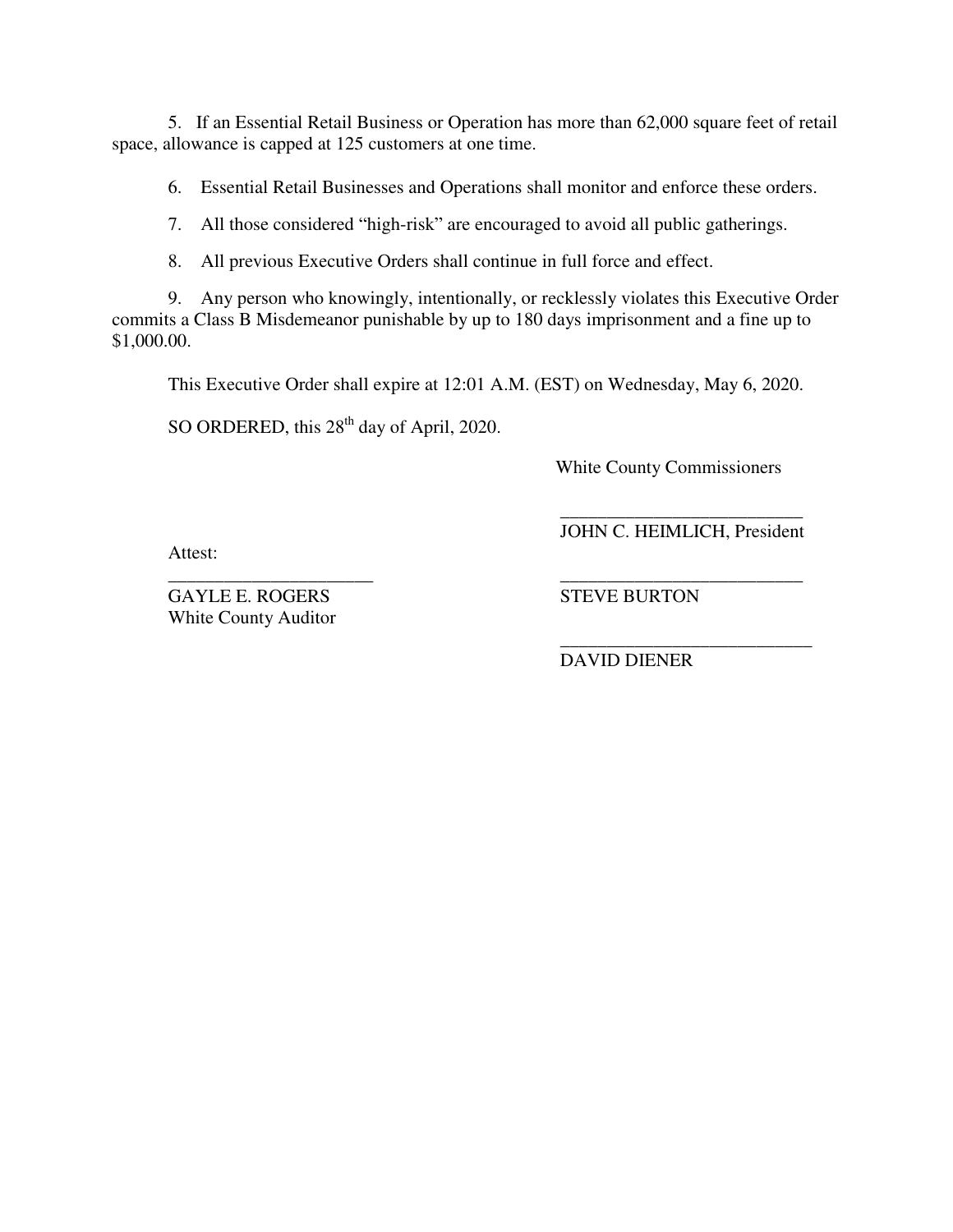5. If an Essential Retail Business or Operation has more than 62,000 square feet of retail space, allowance is capped at 125 customers at one time.

6. Essential Retail Businesses and Operations shall monitor and enforce these orders.

7. All those considered "high-risk" are encouraged to avoid all public gatherings.

8. All previous Executive Orders shall continue in full force and effect.

9. Any person who knowingly, intentionally, or recklessly violates this Executive Order commits a Class B Misdemeanor punishable by up to 180 days imprisonment and a fine up to $1,000.00.

This Executive Order shall expire at 12:01 A.M. (EST) on Wednesday, May 6, 2020.

SO ORDERED, this 28th day of April, 2020.

White County Commissioners

___________________________
JOHN C. HEIMLICH, President

Attest:

______________________
GAYLE E. ROGERS
White County Auditor

___________________________
STEVE BURTON

___________________________
DAVID DIENER